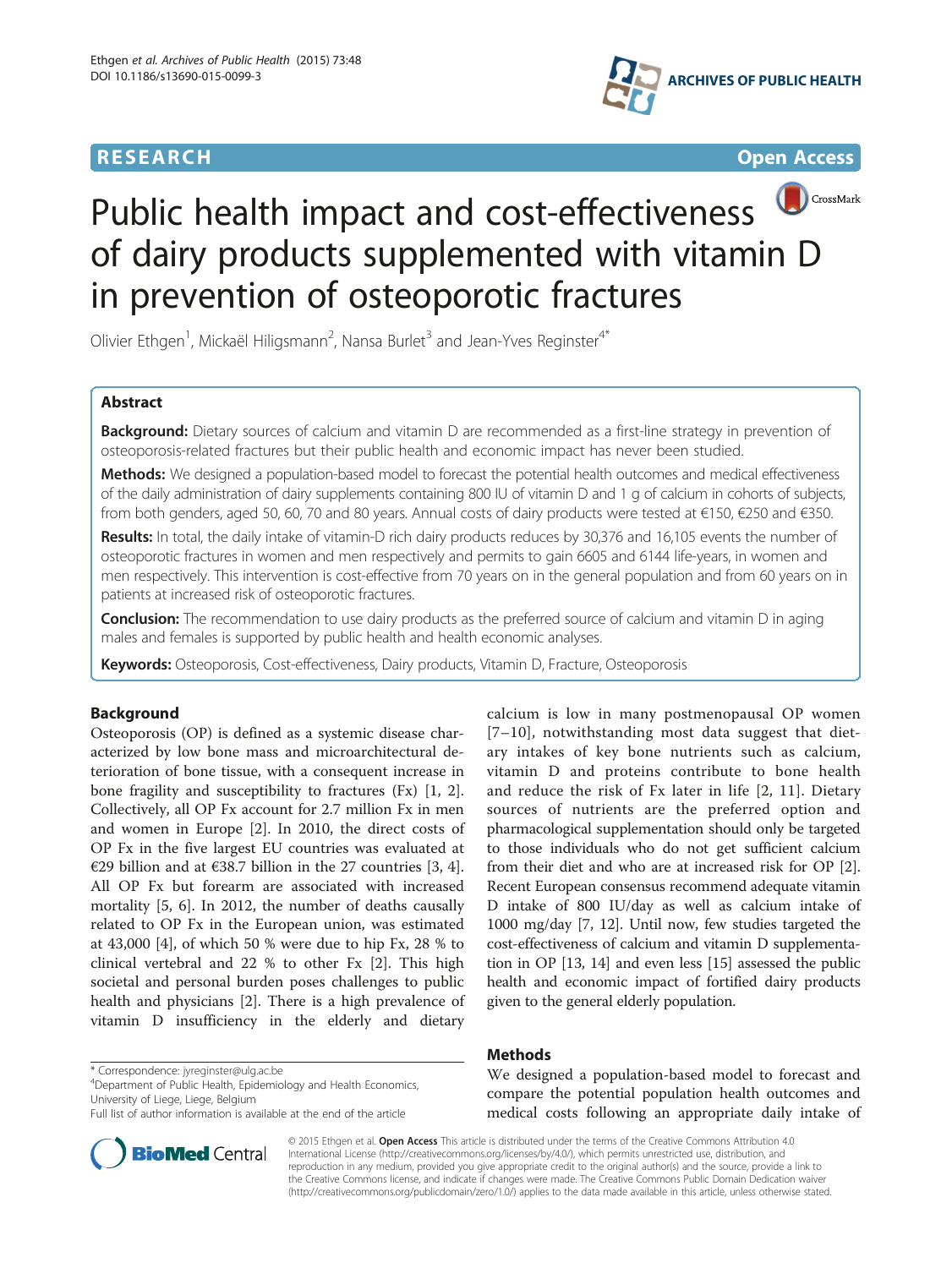RESEARCH

Open Access

# Public health impact and cost-effectiveness of dairy products supplemented with vitamin D in prevention of osteoporotic fractures

Olivier Ethgen[1], Mickaël Hiligsmann[2], Nansa Burlet[3] and Jean-Yves Reginster[4*]

## Abstract

**Background:** Dietary sources of calcium and vitamin D are recommended as a first-line strategy in prevention of osteoporosis-related fractures but their public health and economic impact has never been studied.

**Methods:** We designed a population-based model to forecast the potential health outcomes and medical effectiveness of the daily administration of dairy supplements containing 800 IU of vitamin D and 1 g of calcium in cohorts of subjects, from both genders, aged 50, 60, 70 and 80 years. Annual costs of dairy products were tested at €150, €250 and €350.

**Results:** In total, the daily intake of vitamin-D rich dairy products reduces by 30,376 and 16,105 events the number of osteoporotic fractures in women and men respectively and permits to gain 6605 and 6144 life-years, in women and men respectively. This intervention is cost-effective from 70 years on in the general population and from 60 years on in patients at increased risk of osteoporotic fractures.

**Conclusion:** The recommendation to use dairy products as the preferred source of calcium and vitamin D in aging males and females is supported by public health and health economic analyses.

**Keywords:** Osteoporosis, Cost-effectiveness, Dairy products, Vitamin D, Fracture, Osteoporosis

## Background

Osteoporosis (OP) is defined as a systemic disease characterized by low bone mass and microarchitectural deterioration of bone tissue, with a consequent increase in bone fragility and susceptibility to fractures (Fx) [1, 2]. Collectively, all OP Fx account for 2.7 million Fx in men and women in Europe [2]. In 2010, the direct costs of OP Fx in the five largest EU countries was evaluated at €29 billion and at €38.7 billion in the 27 countries [3, 4]. All OP Fx but forearm are associated with increased mortality [5, 6]. In 2012, the number of deaths causally related to OP Fx in the European union, was estimated at 43,000 [4], of which 50 % were due to hip Fx, 28 % to clinical vertebral and 22 % to other Fx [2]. This high societal and personal burden poses challenges to public health and physicians [2]. There is a high prevalence of vitamin D insufficiency in the elderly and dietary calcium is low in many postmenopausal OP women [7–10], notwithstanding most data suggest that dietary intakes of key bone nutrients such as calcium, vitamin D and proteins contribute to bone health and reduce the risk of Fx later in life [2, 11]. Dietary sources of nutrients are the preferred option and pharmacological supplementation should only be targeted to those individuals who do not get sufficient calcium from their diet and who are at increased risk for OP [2]. Recent European consensus recommend adequate vitamin D intake of 800 IU/day as well as calcium intake of 1000 mg/day [7, 12]. Until now, few studies targeted the cost-effectiveness of calcium and vitamin D supplementation in OP [13, 14] and even less [15] assessed the public health and economic impact of fortified dairy products given to the general elderly population.

## Methods

We designed a population-based model to forecast and compare the potential population health outcomes and medical costs following an appropriate daily intake of

* Correspondence: jyreginster@ulg.ac.be
[4]Department of Public Health, Epidemiology and Health Economics, University of Liege, Liege, Belgium
Full list of author information is available at the end of the article

© 2015 Ethgen et al. **Open Access** This article is distributed under the terms of the Creative Commons Attribution 4.0 International License (http://creativecommons.org/licenses/by/4.0/), which permits unrestricted use, distribution, and reproduction in any medium, provided you give appropriate credit to the original author(s) and the source, provide a link to the Creative Commons license, and indicate if changes were made. The Creative Commons Public Domain Dedication waiver (http://creativecommons.org/publicdomain/zero/1.0/) applies to the data made available in this article, unless otherwise stated.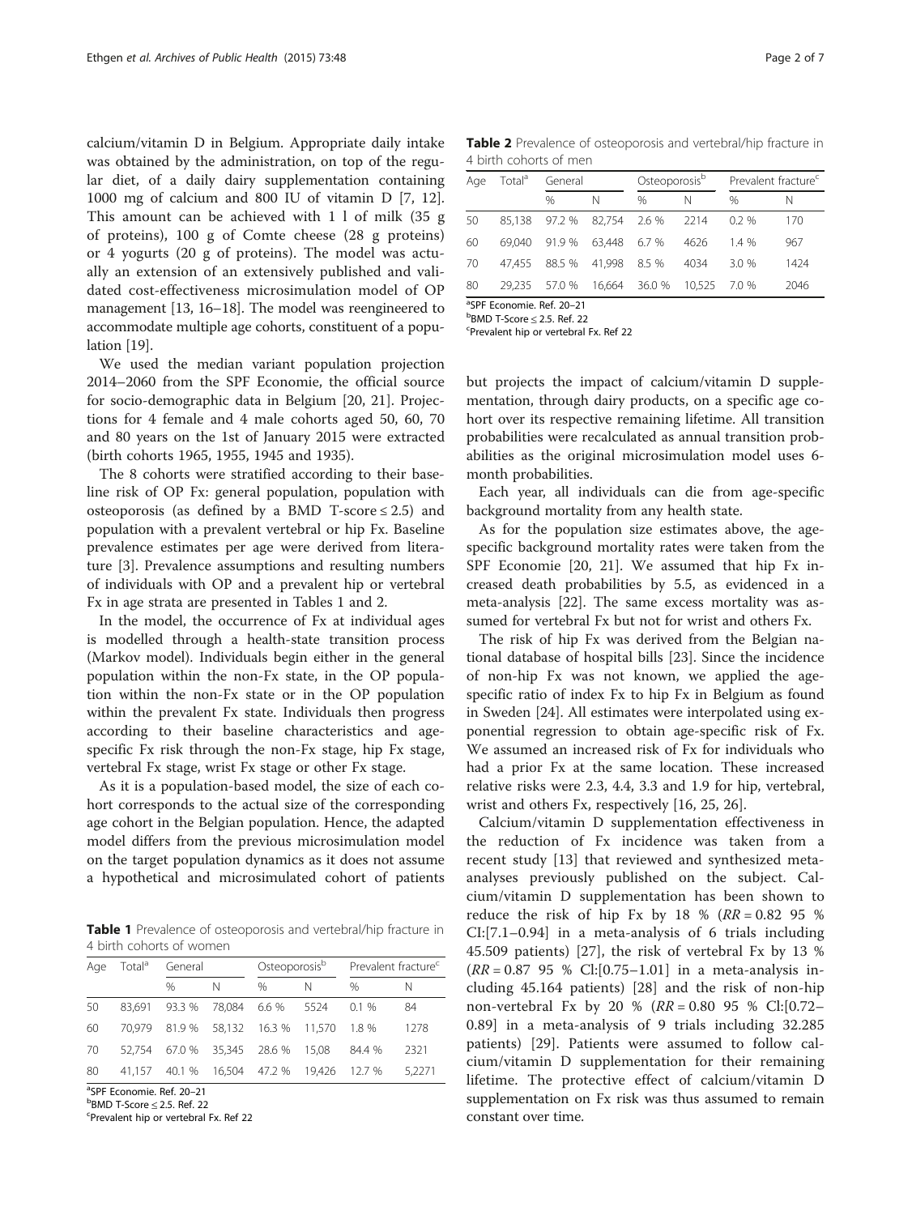calcium/vitamin D in Belgium. Appropriate daily intake was obtained by the administration, on top of the regular diet, of a daily dairy supplementation containing 1000 mg of calcium and 800 IU of vitamin D [7, 12]. This amount can be achieved with 1 l of milk (35 g of proteins), 100 g of Comte cheese (28 g proteins) or 4 yogurts (20 g of proteins). The model was actually an extension of an extensively published and validated cost-effectiveness microsimulation model of OP management [13, 16–18]. The model was reengineered to accommodate multiple age cohorts, constituent of a population [19].

We used the median variant population projection 2014–2060 from the SPF Economie, the official source for socio-demographic data in Belgium [20, 21]. Projections for 4 female and 4 male cohorts aged 50, 60, 70 and 80 years on the 1st of January 2015 were extracted (birth cohorts 1965, 1955, 1945 and 1935).

The 8 cohorts were stratified according to their baseline risk of OP Fx: general population, population with osteoporosis (as defined by a BMD T-score ≤ 2.5) and population with a prevalent vertebral or hip Fx. Baseline prevalence estimates per age were derived from literature [3]. Prevalence assumptions and resulting numbers of individuals with OP and a prevalent hip or vertebral Fx in age strata are presented in Tables 1 and 2.

In the model, the occurrence of Fx at individual ages is modelled through a health-state transition process (Markov model). Individuals begin either in the general population within the non-Fx state, in the OP population within the non-Fx state or in the OP population within the prevalent Fx state. Individuals then progress according to their baseline characteristics and age-specific Fx risk through the non-Fx stage, hip Fx stage, vertebral Fx stage, wrist Fx stage or other Fx stage.

As it is a population-based model, the size of each cohort corresponds to the actual size of the corresponding age cohort in the Belgian population. Hence, the adapted model differs from the previous microsimulation model on the target population dynamics as it does not assume a hypothetical and microsimulated cohort of patients but projects the impact of calcium/vitamin D supplementation, through dairy products, on a specific age cohort over its respective remaining lifetime. All transition probabilities were recalculated as annual transition probabilities as the original microsimulation model uses 6-month probabilities.

Each year, all individuals can die from age-specific background mortality from any health state.

As for the population size estimates above, the age-specific background mortality rates were taken from the SPF Economie [20, 21]. We assumed that hip Fx increased death probabilities by 5.5, as evidenced in a meta-analysis [22]. The same excess mortality was assumed for vertebral Fx but not for wrist and others Fx.

The risk of hip Fx was derived from the Belgian national database of hospital bills [23]. Since the incidence of non-hip Fx was not known, we applied the age-specific ratio of index Fx to hip Fx in Belgium as found in Sweden [24]. All estimates were interpolated using exponential regression to obtain age-specific risk of Fx. We assumed an increased risk of Fx for individuals who had a prior Fx at the same location. These increased relative risks were 2.3, 4.4, 3.3 and 1.9 for hip, vertebral, wrist and others Fx, respectively [16, 25, 26].

Calcium/vitamin D supplementation effectiveness in the reduction of Fx incidence was taken from a recent study [13] that reviewed and synthesized meta-analyses previously published on the subject. Calcium/vitamin D supplementation has been shown to reduce the risk of hip Fx by 18 % ($RR = 0.82$ 95 % CI:[7.1–0.94] in a meta-analysis of 6 trials including 45.509 patients) [27], the risk of vertebral Fx by 13 % ($RR = 0.87$ 95 % CI:[0.75–1.01] in a meta-analysis including 45.164 patients) [28] and the risk of non-hip non-vertebral Fx by 20 % ($RR = 0.80$ 95 % CI:[0.72–0.89] in a meta-analysis of 9 trials including 32.285 patients) [29]. Patients were assumed to follow calcium/vitamin D supplementation for their remaining lifetime. The protective effect of calcium/vitamin D supplementation on Fx risk was thus assumed to remain constant over time.

**Table 1** Prevalence of osteoporosis and vertebral/hip fracture in 4 birth cohorts of women

| Age | Total[a] | General | | Osteoporosis[b] | | Prevalent fracture[c] | |
|---|---|---|---|---|---|---|---|
| | | % | N | % | N | % | N |
| 50 | 83,691 | 93.3 % | 78,084 | 6.6 % | 5524 | 0.1 % | 84 |
| 60 | 70,979 | 81.9 % | 58,132 | 16.3 % | 11,570 | 1.8 % | 1278 |
| 70 | 52,754 | 67.0 % | 35,345 | 28.6 % | 15,08 | 84.4 % | 2321 |
| 80 | 41,157 | 40.1 % | 16,504 | 47.2 % | 19,426 | 12.7 % | 5,2271 |

[a]SPF Economie. Ref. 20–21
[b]BMD T-Score ≤ 2.5. Ref. 22
[c]Prevalent hip or vertebral Fx. Ref 22

**Table 2** Prevalence of osteoporosis and vertebral/hip fracture in 4 birth cohorts of men

| Age | Total[a] | General | | Osteoporosis[b] | | Prevalent fracture[c] | |
|---|---|---|---|---|---|---|---|
| | | % | N | % | N | % | N |
| 50 | 85,138 | 97.2 % | 82,754 | 2.6 % | 2214 | 0.2 % | 170 |
| 60 | 69,040 | 91.9 % | 63,448 | 6.7 % | 4626 | 1.4 % | 967 |
| 70 | 47,455 | 88.5 % | 41,998 | 8.5 % | 4034 | 3.0 % | 1424 |
| 80 | 29,235 | 57.0 % | 16,664 | 36.0 % | 10,525 | 7.0 % | 2046 |

[a]SPF Economie. Ref. 20–21
[b]BMD T-Score ≤ 2.5. Ref. 22
[c]Prevalent hip or vertebral Fx. Ref 22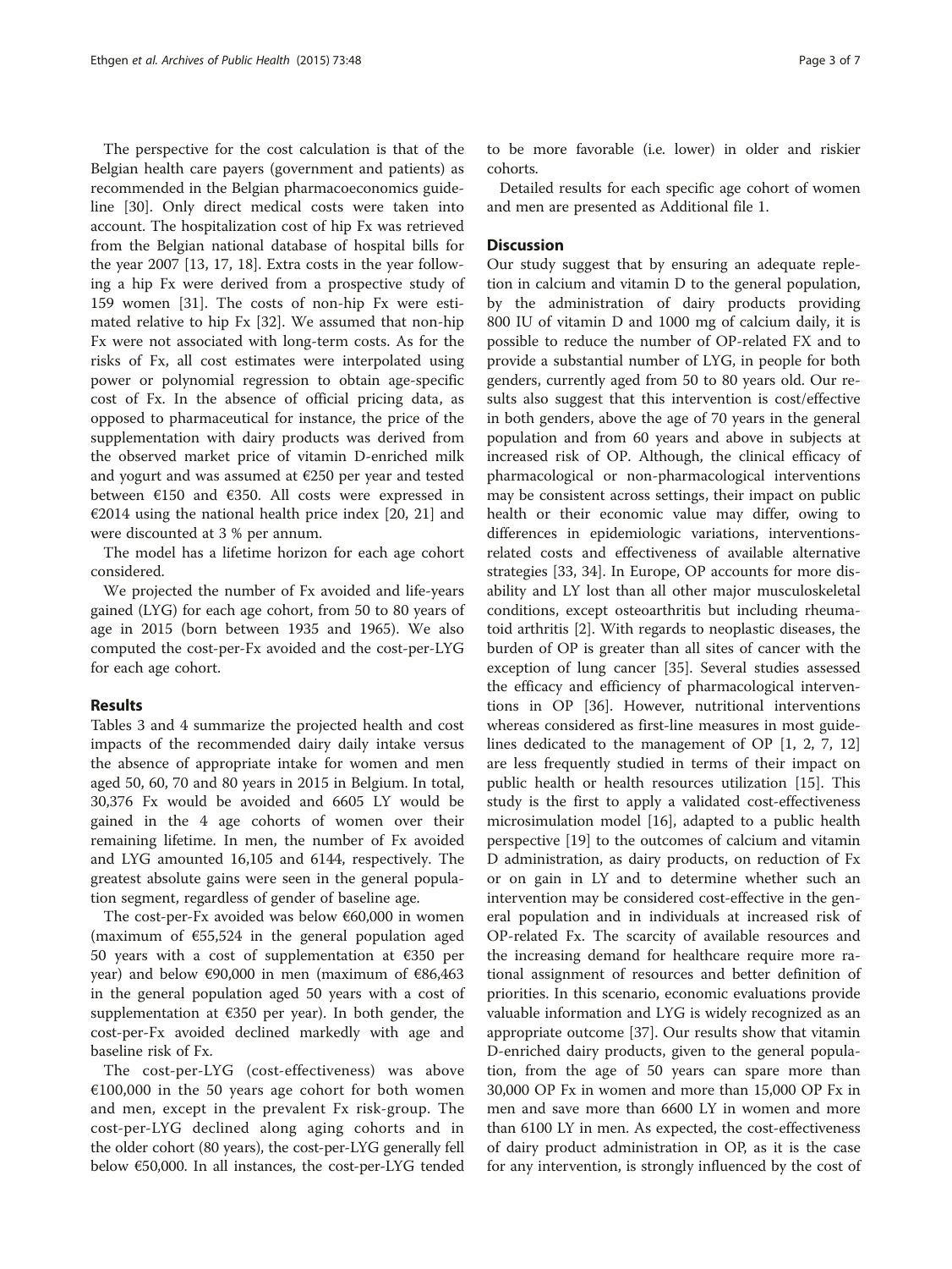The perspective for the cost calculation is that of the Belgian health care payers (government and patients) as recommended in the Belgian pharmacoeconomics guideline [30]. Only direct medical costs were taken into account. The hospitalization cost of hip Fx was retrieved from the Belgian national database of hospital bills for the year 2007 [13, 17, 18]. Extra costs in the year following a hip Fx were derived from a prospective study of 159 women [31]. The costs of non-hip Fx were estimated relative to hip Fx [32]. We assumed that non-hip Fx were not associated with long-term costs. As for the risks of Fx, all cost estimates were interpolated using power or polynomial regression to obtain age-specific cost of Fx. In the absence of official pricing data, as opposed to pharmaceutical for instance, the price of the supplementation with dairy products was derived from the observed market price of vitamin D-enriched milk and yogurt and was assumed at €250 per year and tested between €150 and €350. All costs were expressed in €2014 using the national health price index [20, 21] and were discounted at 3 % per annum.

The model has a lifetime horizon for each age cohort considered.

We projected the number of Fx avoided and life-years gained (LYG) for each age cohort, from 50 to 80 years of age in 2015 (born between 1935 and 1965). We also computed the cost-per-Fx avoided and the cost-per-LYG for each age cohort.

## Results

Tables 3 and 4 summarize the projected health and cost impacts of the recommended dairy daily intake versus the absence of appropriate intake for women and men aged 50, 60, 70 and 80 years in 2015 in Belgium. In total, 30,376 Fx would be avoided and 6605 LY would be gained in the 4 age cohorts of women over their remaining lifetime. In men, the number of Fx avoided and LYG amounted 16,105 and 6144, respectively. The greatest absolute gains were seen in the general population segment, regardless of gender of baseline age.

The cost-per-Fx avoided was below €60,000 in women (maximum of €55,524 in the general population aged 50 years with a cost of supplementation at €350 per year) and below €90,000 in men (maximum of €86,463 in the general population aged 50 years with a cost of supplementation at €350 per year). In both gender, the cost-per-Fx avoided declined markedly with age and baseline risk of Fx.

The cost-per-LYG (cost-effectiveness) was above €100,000 in the 50 years age cohort for both women and men, except in the prevalent Fx risk-group. The cost-per-LYG declined along aging cohorts and in the older cohort (80 years), the cost-per-LYG generally fell below €50,000. In all instances, the cost-per-LYG tended to be more favorable (i.e. lower) in older and riskier cohorts.

Detailed results for each specific age cohort of women and men are presented as Additional file 1.

## Discussion

Our study suggest that by ensuring an adequate repletion in calcium and vitamin D to the general population, by the administration of dairy products providing 800 IU of vitamin D and 1000 mg of calcium daily, it is possible to reduce the number of OP-related FX and to provide a substantial number of LYG, in people for both genders, currently aged from 50 to 80 years old. Our results also suggest that this intervention is cost/effective in both genders, above the age of 70 years in the general population and from 60 years and above in subjects at increased risk of OP. Although, the clinical efficacy of pharmacological or non-pharmacological interventions may be consistent across settings, their impact on public health or their economic value may differ, owing to differences in epidemiologic variations, interventions-related costs and effectiveness of available alternative strategies [33, 34]. In Europe, OP accounts for more disability and LY lost than all other major musculoskeletal conditions, except osteoarthritis but including rheumatoid arthritis [2]. With regards to neoplastic diseases, the burden of OP is greater than all sites of cancer with the exception of lung cancer [35]. Several studies assessed the efficacy and efficiency of pharmacological interventions in OP [36]. However, nutritional interventions whereas considered as first-line measures in most guidelines dedicated to the management of OP [1, 2, 7, 12] are less frequently studied in terms of their impact on public health or health resources utilization [15]. This study is the first to apply a validated cost-effectiveness microsimulation model [16], adapted to a public health perspective [19] to the outcomes of calcium and vitamin D administration, as dairy products, on reduction of Fx or on gain in LY and to determine whether such an intervention may be considered cost-effective in the general population and in individuals at increased risk of OP-related Fx. The scarcity of available resources and the increasing demand for healthcare require more rational assignment of resources and better definition of priorities. In this scenario, economic evaluations provide valuable information and LYG is widely recognized as an appropriate outcome [37]. Our results show that vitamin D-enriched dairy products, given to the general population, from the age of 50 years can spare more than 30,000 OP Fx in women and more than 15,000 OP Fx in men and save more than 6600 LY in women and more than 6100 LY in men. As expected, the cost-effectiveness of dairy product administration in OP, as it is the case for any intervention, is strongly influenced by the cost of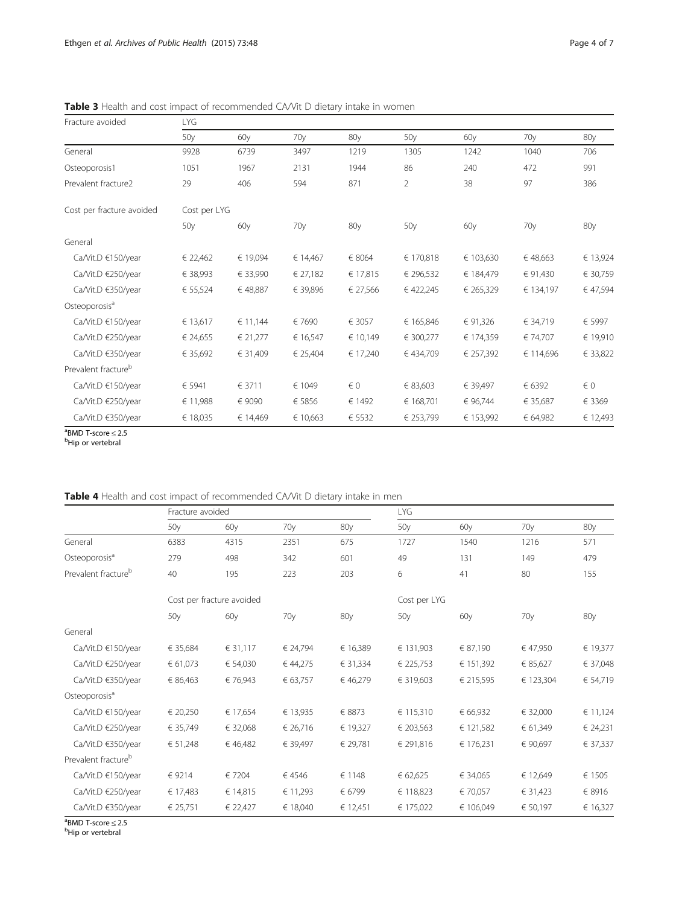**Table 3** Health and cost impact of recommended CA/Vit D dietary intake in women

| Fracture avoided | LYG | | | | | | | |
|---|---|---|---|---|---|---|---|---|
| | 50y | 60y | 70y | 80y | 50y | 60y | 70y | 80y |
| General | 9928 | 6739 | 3497 | 1219 | 1305 | 1242 | 1040 | 706 |
| Osteoporosis1 | 1051 | 1967 | 2131 | 1944 | 86 | 240 | 472 | 991 |
| Prevalent fracture2 | 29 | 406 | 594 | 871 | 2 | 38 | 97 | 386 |
| Cost per fracture avoided | Cost per LYG | | | | | | | |
| | 50y | 60y | 70y | 80y | 50y | 60y | 70y | 80y |
| General | | | | | | | | |
| Ca/Vit.D €150/year | € 22,462 | € 19,094 | € 14,467 | € 8064 | € 170,818 | € 103,630 | € 48,663 | € 13,924 |
| Ca/Vit.D €250/year | € 38,993 | € 33,990 | € 27,182 | € 17,815 | € 296,532 | € 184,479 | € 91,430 | € 30,759 |
| Ca/Vit.D €350/year | € 55,524 | € 48,887 | € 39,896 | € 27,566 | € 422,245 | € 265,329 | € 134,197 | € 47,594 |
| Osteoporosis[a] | | | | | | | | |
| Ca/Vit.D €150/year | € 13,617 | € 11,144 | € 7690 | € 3057 | € 165,846 | € 91,326 | € 34,719 | € 5997 |
| Ca/Vit.D €250/year | € 24,655 | € 21,277 | € 16,547 | € 10,149 | € 300,277 | € 174,359 | € 74,707 | € 19,910 |
| Ca/Vit.D €350/year | € 35,692 | € 31,409 | € 25,404 | € 17,240 | € 434,709 | € 257,392 | € 114,696 | € 33,822 |
| Prevalent fracture[b] | | | | | | | | |
| Ca/Vit.D €150/year | € 5941 | € 3711 | € 1049 | € 0 | € 83,603 | € 39,497 | € 6392 | € 0 |
| Ca/Vit.D €250/year | € 11,988 | € 9090 | € 5856 | € 1492 | € 168,701 | € 96,744 | € 35,687 | € 3369 |
| Ca/Vit.D €350/year | € 18,035 | € 14,469 | € 10,663 | € 5532 | € 253,799 | € 153,992 | € 64,982 | € 12,493 |

[a]BMD T-score ≤ 2.5
[b]Hip or vertebral

**Table 4** Health and cost impact of recommended CA/Vit D dietary intake in men

| | Fracture avoided | | | | LYG | | | |
|---|---|---|---|---|---|---|---|---|
| | 50y | 60y | 70y | 80y | 50y | 60y | 70y | 80y |
| General | 6383 | 4315 | 2351 | 675 | 1727 | 1540 | 1216 | 571 |
| Osteoporosis[a] | 279 | 498 | 342 | 601 | 49 | 131 | 149 | 479 |
| Prevalent fracture[b] | 40 | 195 | 223 | 203 | 6 | 41 | 80 | 155 |
| | Cost per fracture avoided | | | | Cost per LYG | | | |
| | 50y | 60y | 70y | 80y | 50y | 60y | 70y | 80y |
| General | | | | | | | | |
| Ca/Vit.D €150/year | € 35,684 | € 31,117 | € 24,794 | € 16,389 | € 131,903 | € 87,190 | € 47,950 | € 19,377 |
| Ca/Vit.D €250/year | € 61,073 | € 54,030 | € 44,275 | € 31,334 | € 225,753 | € 151,392 | € 85,627 | € 37,048 |
| Ca/Vit.D €350/year | € 86,463 | € 76,943 | € 63,757 | € 46,279 | € 319,603 | € 215,595 | € 123,304 | € 54,719 |
| Osteoporosis[a] | | | | | | | | |
| Ca/Vit.D €150/year | € 20,250 | € 17,654 | € 13,935 | € 8873 | € 115,310 | € 66,932 | € 32,000 | € 11,124 |
| Ca/Vit.D €250/year | € 35,749 | € 32,068 | € 26,716 | € 19,327 | € 203,563 | € 121,582 | € 61,349 | € 24,231 |
| Ca/Vit.D €350/year | € 51,248 | € 46,482 | € 39,497 | € 29,781 | € 291,816 | € 176,231 | € 90,697 | € 37,337 |
| Prevalent fracture[b] | | | | | | | | |
| Ca/Vit.D €150/year | € 9214 | € 7204 | € 4546 | € 1148 | € 62,625 | € 34,065 | € 12,649 | € 1505 |
| Ca/Vit.D €250/year | € 17,483 | € 14,815 | € 11,293 | € 6799 | € 118,823 | € 70,057 | € 31,423 | € 8916 |
| Ca/Vit.D €350/year | € 25,751 | € 22,427 | € 18,040 | € 12,451 | € 175,022 | € 106,049 | € 50,197 | € 16,327 |

[a]BMD T-score ≤ 2.5
[b]Hip or vertebral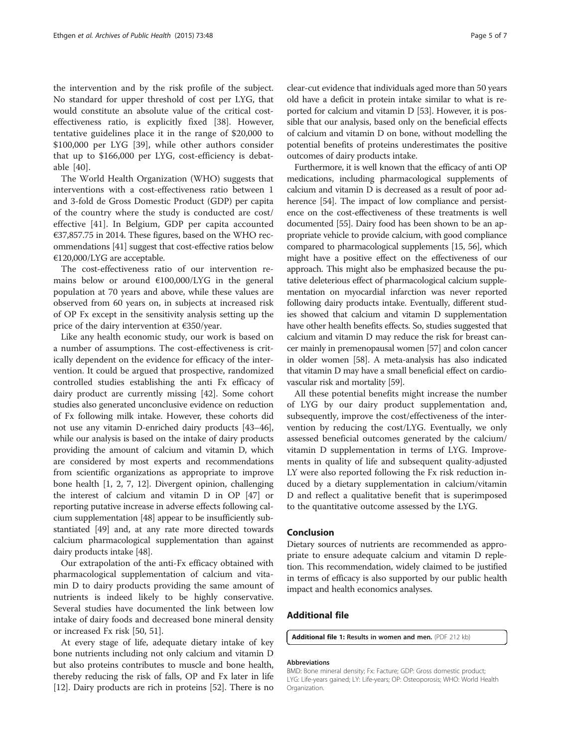the intervention and by the risk profile of the subject. No standard for upper threshold of cost per LYG, that would constitute an absolute value of the critical cost-effectiveness ratio, is explicitly fixed [38]. However, tentative guidelines place it in the range of $20,000 to $100,000 per LYG [39], while other authors consider that up to $166,000 per LYG, cost-efficiency is debatable [40].

The World Health Organization (WHO) suggests that interventions with a cost-effectiveness ratio between 1 and 3-fold de Gross Domestic Product (GDP) per capita of the country where the study is conducted are cost/effective [41]. In Belgium, GDP per capita accounted €37,857.75 in 2014. These figures, based on the WHO recommendations [41] suggest that cost-effective ratios below €120,000/LYG are acceptable.

The cost-effectiveness ratio of our intervention remains below or around €100,000/LYG in the general population at 70 years and above, while these values are observed from 60 years on, in subjects at increased risk of OP Fx except in the sensitivity analysis setting up the price of the dairy intervention at €350/year.

Like any health economic study, our work is based on a number of assumptions. The cost-effectiveness is critically dependent on the evidence for efficacy of the intervention. It could be argued that prospective, randomized controlled studies establishing the anti Fx efficacy of dairy product are currently missing [42]. Some cohort studies also generated unconclusive evidence on reduction of Fx following milk intake. However, these cohorts did not use any vitamin D-enriched dairy products [43–46], while our analysis is based on the intake of dairy products providing the amount of calcium and vitamin D, which are considered by most experts and recommendations from scientific organizations as appropriate to improve bone health [1, 2, 7, 12]. Divergent opinion, challenging the interest of calcium and vitamin D in OP [47] or reporting putative increase in adverse effects following calcium supplementation [48] appear to be insufficiently substantiated [49] and, at any rate more directed towards calcium pharmacological supplementation than against dairy products intake [48].

Our extrapolation of the anti-Fx efficacy obtained with pharmacological supplementation of calcium and vitamin D to dairy products providing the same amount of nutrients is indeed likely to be highly conservative. Several studies have documented the link between low intake of dairy foods and decreased bone mineral density or increased Fx risk [50, 51].

At every stage of life, adequate dietary intake of key bone nutrients including not only calcium and vitamin D but also proteins contributes to muscle and bone health, thereby reducing the risk of falls, OP and Fx later in life [12]. Dairy products are rich in proteins [52]. There is no clear-cut evidence that individuals aged more than 50 years old have a deficit in protein intake similar to what is reported for calcium and vitamin D [53]. However, it is possible that our analysis, based only on the beneficial effects of calcium and vitamin D on bone, without modelling the potential benefits of proteins underestimates the positive outcomes of dairy products intake.

Furthermore, it is well known that the efficacy of anti OP medications, including pharmacological supplements of calcium and vitamin D is decreased as a result of poor adherence [54]. The impact of low compliance and persistence on the cost-effectiveness of these treatments is well documented [55]. Dairy food has been shown to be an appropriate vehicle to provide calcium, with good compliance compared to pharmacological supplements [15, 56], which might have a positive effect on the effectiveness of our approach. This might also be emphasized because the putative deleterious effect of pharmacological calcium supplementation on myocardial infarction was never reported following dairy products intake. Eventually, different studies showed that calcium and vitamin D supplementation have other health benefits effects. So, studies suggested that calcium and vitamin D may reduce the risk for breast cancer mainly in premenopausal women [57] and colon cancer in older women [58]. A meta-analysis has also indicated that vitamin D may have a small beneficial effect on cardiovascular risk and mortality [59].

All these potential benefits might increase the number of LYG by our dairy product supplementation and, subsequently, improve the cost/effectiveness of the intervention by reducing the cost/LYG. Eventually, we only assessed beneficial outcomes generated by the calcium/vitamin D supplementation in terms of LYG. Improvements in quality of life and subsequent quality-adjusted LY were also reported following the Fx risk reduction induced by a dietary supplementation in calcium/vitamin D and reflect a qualitative benefit that is superimposed to the quantitative outcome assessed by the LYG.

## Conclusion

Dietary sources of nutrients are recommended as appropriate to ensure adequate calcium and vitamin D repletion. This recommendation, widely claimed to be justified in terms of efficacy is also supported by our public health impact and health economics analyses.

## Additional file

**Additional file 1: Results in women and men.** (PDF 212 kb)

#### Abbreviations

BMD: Bone mineral density; Fx: Facture; GDP: Gross domestic product; LYG: Life-years gained; LY: Life-years; OP: Osteoporosis; WHO: World Health Organization.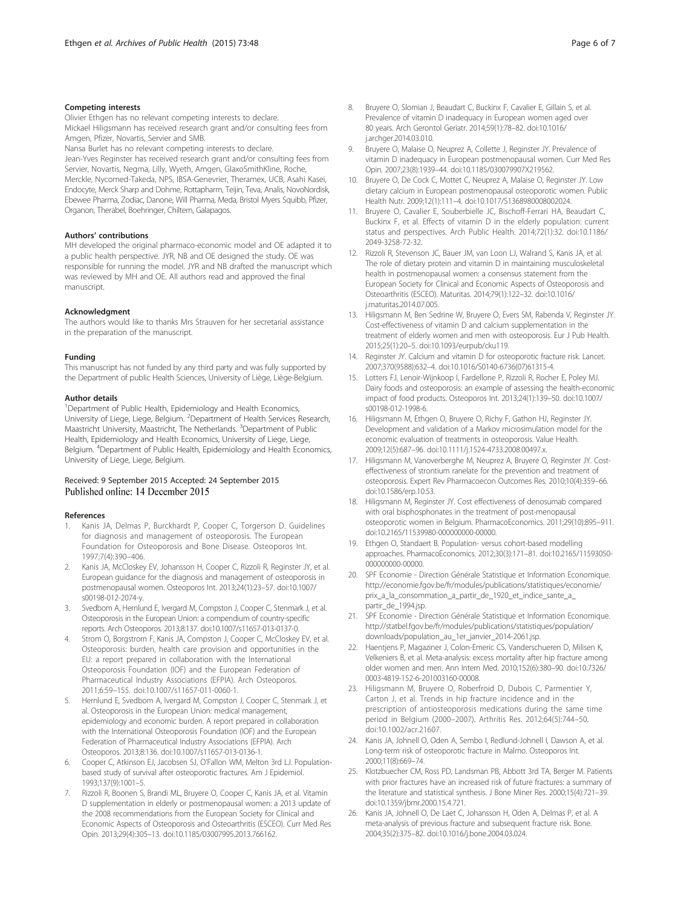#### Competing interests

Olivier Ethgen has no relevant competing interests to declare.
Mickael Hiligsmann has received research grant and/or consulting fees from Amgen, Pfizer, Novartis, Servier and SMB.
Nansa Burlet has no relevant competing interests to declare.
Jean-Yves Reginster has received research grant and/or consulting fees from Servier, Novartis, Negma, Lilly, Wyeth, Amgen, GlaxoSmithKline, Roche, Merckle, Nycomed-Takeda, NPS, IBSA-Genevrier, Theramex, UCB, Asahi Kasei, Endocyte, Merck Sharp and Dohme, Rottapharm, Teijin, Teva, Analis, NovoNordisk, Ebewee Pharma, Zodiac, Danone, Will Pharma, Meda, Bristol Myers Squibb, Pfizer, Organon, Therabel, Boehringer, Chiltern, Galapagos.

#### Authors' contributions

MH developed the original pharmaco-economic model and OE adapted it to a public health perspective. JYR, NB and OE designed the study. OE was responsible for running the model. JYR and NB drafted the manuscript which was reviewed by MH and OE. All authors read and approved the final manuscript.

#### Acknowledgment

The authors would like to thanks Mrs Strauven for her secretarial assistance in the preparation of the manuscript.

#### Funding

This manuscript has not funded by any third party and was fully supported by the Department of public Health Sciences, University of Liège, Liège-Belgium.

#### Author details

[1]Department of Public Health, Epidemiology and Health Economics, University of Liege, Liege, Belgium. [2]Department of Health Services Research, Maastricht University, Maastricht, The Netherlands. [3]Department of Public Health, Epidemiology and Health Economics, University of Liege, Liege, Belgium. [4]Department of Public Health, Epidemiology and Health Economics, University of Liege, Liege, Belgium.

Received: 9 September 2015 Accepted: 24 September 2015
Published online: 14 December 2015

#### References

1. Kanis JA, Delmas P, Burckhardt P, Cooper C, Torgerson D. Guidelines for diagnosis and management of osteoporosis. The European Foundation for Osteoporosis and Bone Disease. Osteoporos Int. 1997;7(4):390–406.
2. Kanis JA, McCloskey EV, Johansson H, Cooper C, Rizzoli R, Reginster JY, et al. European guidance for the diagnosis and management of osteoporosis in postmenopausal women. Osteoporos Int. 2013;24(1):23–57. doi:10.1007/s00198-012-2074-y.
3. Svedbom A, Hernlund E, Ivergard M, Compston J, Cooper C, Stenmark J, et al. Osteoporosis in the European Union: a compendium of country-specific reports. Arch Osteoporos. 2013;8:137. doi:10.1007/s11657-013-0137-0.
4. Strom O, Borgstrom F, Kanis JA, Compston J, Cooper C, McCloskey EV, et al. Osteoporosis: burden, health care provision and opportunities in the EU: a report prepared in collaboration with the International Osteoporosis Foundation (IOF) and the European Federation of Pharmaceutical Industry Associations (EFPIA). Arch Osteoporos. 2011;6:59–155. doi:10.1007/s11657-011-0060-1.
5. Hernlund E, Svedbom A, Ivergard M, Compston J, Cooper C, Stenmark J, et al. Osteoporosis in the European Union: medical management, epidemiology and economic burden. A report prepared in collaboration with the International Osteoporosis Foundation (IOF) and the European Federation of Pharmaceutical Industry Associations (EFPIA). Arch Osteoporos. 2013;8:136. doi:10.1007/s11657-013-0136-1.
6. Cooper C, Atkinson EJ, Jacobsen SJ, O'Fallon WM, Melton 3rd LJ. Population-based study of survival after osteoporotic fractures. Am J Epidemiol. 1993;137(9):1001–5.
7. Rizzoli R, Boonen S, Brandi ML, Bruyere O, Cooper C, Kanis JA, et al. Vitamin D supplementation in elderly or postmenopausal women: a 2013 update of the 2008 recommendations from the European Society for Clinical and Economic Aspects of Osteoporosis and Osteoarthritis (ESCEO). Curr Med Res Opin. 2013;29(4):305–13. doi:10.1185/03007995.2013.766162.
8. Bruyere O, Slomian J, Beaudart C, Buckinx F, Cavalier E, Gillain S, et al. Prevalence of vitamin D inadequacy in European women aged over 80 years. Arch Gerontol Geriatr. 2014;59(1):78–82. doi:10.1016/j.archger.2014.03.010.
9. Bruyere O, Malaise O, Neuprez A, Collette J, Reginster JY. Prevalence of vitamin D inadequacy in European postmenopausal women. Curr Med Res Opin. 2007;23(8):1939–44. doi:10.1185/030079907X219562.
10. Bruyere O, De Cock C, Mottet C, Neuprez A, Malaise O, Reginster JY. Low dietary calcium in European postmenopausal osteoporotic women. Public Health Nutr. 2009;12(1):111–4. doi:10.1017/S1368980008002024.
11. Bruyere O, Cavalier E, Souberbielle JC, Bischoff-Ferrari HA, Beaudart C, Buckinx F, et al. Effects of vitamin D in the elderly population: current status and perspectives. Arch Public Health. 2014;72(1):32. doi:10.1186/2049-3258-72-32.
12. Rizzoli R, Stevenson JC, Bauer JM, van Loon LJ, Walrand S, Kanis JA, et al. The role of dietary protein and vitamin D in maintaining musculoskeletal health in postmenopausal women: a consensus statement from the European Society for Clinical and Economic Aspects of Osteoporosis and Osteoarthritis (ESCEO). Maturitas. 2014;79(1):122–32. doi:10.1016/j.maturitas.2014.07.005.
13. Hiligsmann M, Ben Sedrine W, Bruyere O, Evers SM, Rabenda V, Reginster JY. Cost-effectiveness of vitamin D and calcium supplementation in the treatment of elderly women and men with osteoporosis. Eur J Pub Health. 2015;25(1):20–5. doi:10.1093/eurpub/cku119.
14. Reginster JY. Calcium and vitamin D for osteoporotic fracture risk. Lancet. 2007;370(9588):632–4. doi:10.1016/S0140-6736(07)61315-4.
15. Lotters FJ, Lenoir-Wijnkoop I, Fardellone P, Rizzoli R, Rocher E, Poley MJ. Dairy foods and osteoporosis: an example of assessing the health-economic impact of food products. Osteoporos Int. 2013;24(1):139–50. doi:10.1007/s00198-012-1998-6.
16. Hiligsmann M, Ethgen O, Bruyere O, Richy F, Gathon HJ, Reginster JY. Development and validation of a Markov microsimulation model for the economic evaluation of treatments in osteoporosis. Value Health. 2009;12(5):687–96. doi:10.1111/j.1524-4733.2008.00497.x.
17. Hiligsmann M, Vanoverberghe M, Neuprez A, Bruyere O, Reginster JY. Cost-effectiveness of strontium ranelate for the prevention and treatment of osteoporosis. Expert Rev Pharmacoecon Outcomes Res. 2010;10(4):359–66. doi:10.1586/erp.10.53.
18. Hiligsmann M, Reginster JY. Cost effectiveness of denosumab compared with oral bisphosphonates in the treatment of post-menopausal osteoporotic women in Belgium. PharmacoEconomics. 2011;29(10):895–911. doi:10.2165/11539980-000000000-00000.
19. Ethgen O, Standaert B. Population- versus cohort-based modelling approaches. PharmacoEconomics. 2012;30(3):171–81. doi:10.2165/11593050-000000000-00000.
20. SPF Economie - Direction Générale Statistique et Information Economique. http://economie.fgov.be/fr/modules/publications/statistiques/economie/prix_a_la_consommation_a_partir_de_1920_et_indice_sante_a_partir_de_1994.jsp.
21. SPF Economie - Direction Générale Statistique et Information Economique. http://statbel.fgov.be/fr/modules/publications/statistiques/population/downloads/population_au_1er_janvier_2014-2061.jsp.
22. Haentjens P, Magaziner J, Colon-Emeric CS, Vanderschueren D, Milisen K, Velkeniers B, et al. Meta-analysis: excess mortality after hip fracture among older women and men. Ann Intern Med. 2010;152(6):380–90. doi:10.7326/0003-4819-152-6-201003160-00008.
23. Hiligsmann M, Bruyere O, Roberfroid D, Dubois C, Parmentier Y, Carton J, et al. Trends in hip fracture incidence and in the prescription of antiosteoporosis medications during the same time period in Belgium (2000–2007). Arthritis Res. 2012;64(5):744–50. doi:10.1002/acr.21607.
24. Kanis JA, Johnell O, Oden A, Sembo I, Redlund-Johnell I, Dawson A, et al. Long-term risk of osteoporotic fracture in Malmo. Osteoporos Int. 2000;11(8):669–74.
25. Klotzbuecher CM, Ross PD, Landsman PB, Abbott 3rd TA, Berger M. Patients with prior fractures have an increased risk of future fractures: a summary of the literature and statistical synthesis. J Bone Miner Res. 2000;15(4):721–39. doi:10.1359/jbmr.2000.15.4.721.
26. Kanis JA, Johnell O, De Laet C, Johansson H, Oden A, Delmas P, et al. A meta-analysis of previous fracture and subsequent fracture risk. Bone. 2004;35(2):375–82. doi:10.1016/j.bone.2004.03.024.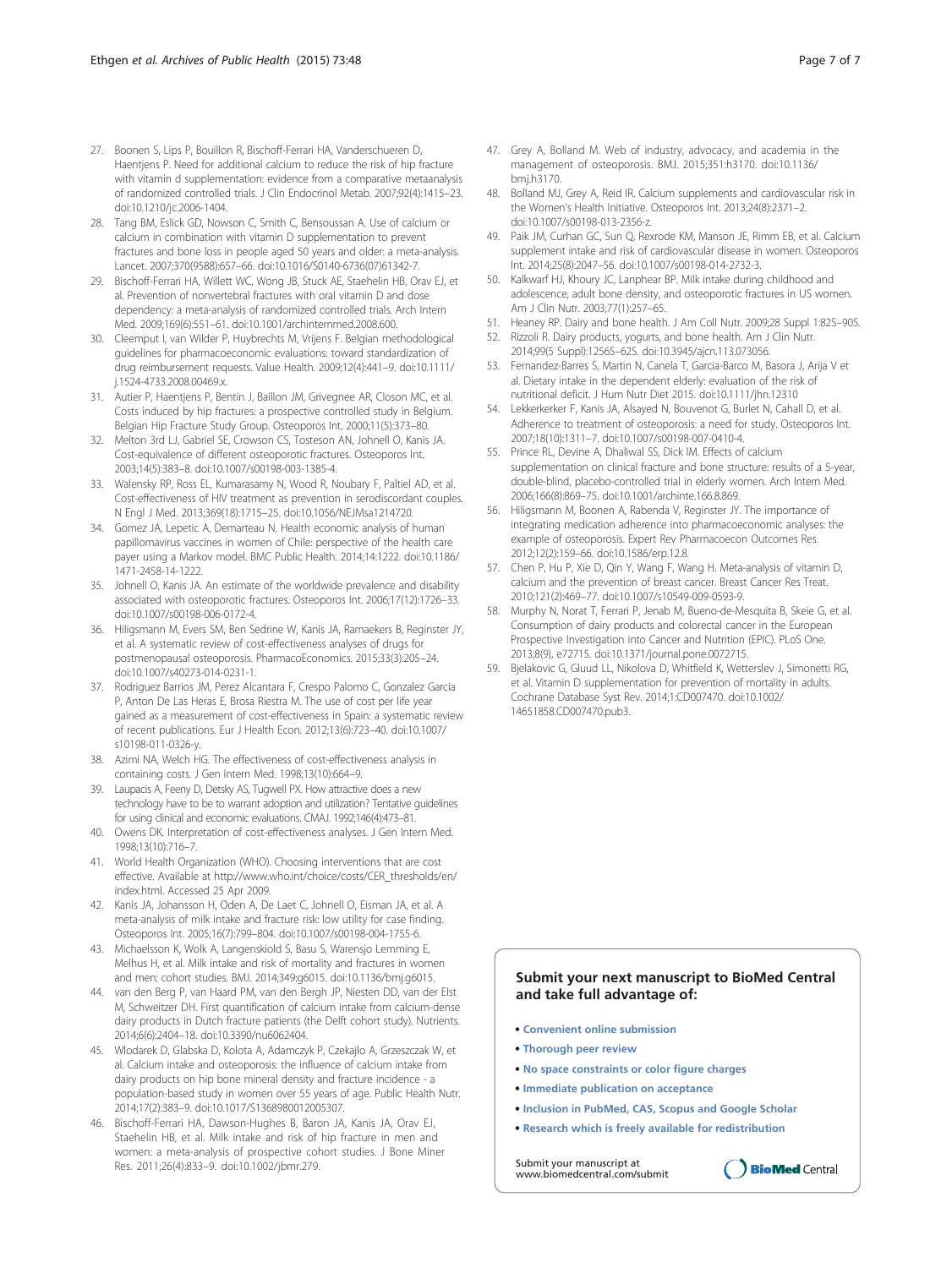27. Boonen S, Lips P, Bouillon R, Bischoff-Ferrari HA, Vanderschueren D, Haentjens P. Need for additional calcium to reduce the risk of hip fracture with vitamin d supplementation: evidence from a comparative metaanalysis of randomized controlled trials. J Clin Endocrinol Metab. 2007;92(4):1415–23. doi:10.1210/jc.2006-1404.
28. Tang BM, Eslick GD, Nowson C, Smith C, Bensoussan A. Use of calcium or calcium in combination with vitamin D supplementation to prevent fractures and bone loss in people aged 50 years and older: a meta-analysis. Lancet. 2007;370(9588):657–66. doi:10.1016/S0140-6736(07)61342-7.
29. Bischoff-Ferrari HA, Willett WC, Wong JB, Stuck AE, Staehelin HB, Orav EJ, et al. Prevention of nonvertebral fractures with oral vitamin D and dose dependency: a meta-analysis of randomized controlled trials. Arch Intern Med. 2009;169(6):551–61. doi:10.1001/archinternmed.2008.600.
30. Cleemput I, van Wilder P, Huybrechts M, Vrijens F. Belgian methodological guidelines for pharmacoeconomic evaluations: toward standardization of drug reimbursement requests. Value Health. 2009;12(4):441–9. doi:10.1111/j.1524-4733.2008.00469.x.
31. Autier P, Haentjens P, Bentin J, Baillon JM, Grivegnee AR, Closon MC, et al. Costs induced by hip fractures: a prospective controlled study in Belgium. Belgian Hip Fracture Study Group. Osteoporos Int. 2000;11(5):373–80.
32. Melton 3rd LJ, Gabriel SE, Crowson CS, Tosteson AN, Johnell O, Kanis JA. Cost-equivalence of different osteoporotic fractures. Osteoporos Int. 2003;14(5):383–8. doi:10.1007/s00198-003-1385-4.
33. Walensky RP, Ross EL, Kumarasamy N, Wood R, Noubary F, Paltiel AD, et al. Cost-effectiveness of HIV treatment as prevention in serodiscordant couples. N Engl J Med. 2013;369(18):1715–25. doi:10.1056/NEJMsa1214720.
34. Gomez JA, Lepetic A, Demarteau N. Health economic analysis of human papillomavirus vaccines in women of Chile: perspective of the health care payer using a Markov model. BMC Public Health. 2014;14:1222. doi:10.1186/1471-2458-14-1222.
35. Johnell O, Kanis JA. An estimate of the worldwide prevalence and disability associated with osteoporotic fractures. Osteoporos Int. 2006;17(12):1726–33. doi:10.1007/s00198-006-0172-4.
36. Hiligsmann M, Evers SM, Ben Sedrine W, Kanis JA, Ramaekers B, Reginster JY, et al. A systematic review of cost-effectiveness analyses of drugs for postmenopausal osteoporosis. PharmacoEconomics. 2015;33(3):205–24. doi:10.1007/s40273-014-0231-1.
37. Rodriguez Barrios JM, Perez Alcantara F, Crespo Palomo C, Gonzalez Garcia P, Anton De Las Heras E, Brosa Riestra M. The use of cost per life year gained as a measurement of cost-effectiveness in Spain: a systematic review of recent publications. Eur J Health Econ. 2012;13(6):723–40. doi:10.1007/s10198-011-0326-y.
38. Azimi NA, Welch HG. The effectiveness of cost-effectiveness analysis in containing costs. J Gen Intern Med. 1998;13(10):664–9.
39. Laupacis A, Feeny D, Detsky AS, Tugwell PX. How attractive does a new technology have to be to warrant adoption and utilization? Tentative guidelines for using clinical and economic evaluations. CMAJ. 1992;146(4):473–81.
40. Owens DK. Interpretation of cost-effectiveness analyses. J Gen Intern Med. 1998;13(10):716–7.
41. World Health Organization (WHO). Choosing interventions that are cost effective. Available at http://www.who.int/choice/costs/CER_thresholds/en/index.html. Accessed 25 Apr 2009.
42. Kanis JA, Johansson H, Oden A, De Laet C, Johnell O, Eisman JA, et al. A meta-analysis of milk intake and fracture risk: low utility for case finding. Osteoporos Int. 2005;16(7):799–804. doi:10.1007/s00198-004-1755-6.
43. Michaelsson K, Wolk A, Langenskiold S, Basu S, Warensjo Lemming E, Melhus H, et al. Milk intake and risk of mortality and fractures in women and men: cohort studies. BMJ. 2014;349:g6015. doi:10.1136/bmj.g6015.
44. van den Berg P, van Haard PM, van den Bergh JP, Niesten DD, van der Elst M, Schweitzer DH. First quantification of calcium intake from calcium-dense dairy products in Dutch fracture patients (the Delft cohort study). Nutrients. 2014;6(6):2404–18. doi:10.3390/nu6062404.
45. Wlodarek D, Glabska D, Kolota A, Adamczyk P, Czekajlo A, Grzeszczak W, et al. Calcium intake and osteoporosis: the influence of calcium intake from dairy products on hip bone mineral density and fracture incidence - a population-based study in women over 55 years of age. Public Health Nutr. 2014;17(2):383–9. doi:10.1017/S1368980012005307.
46. Bischoff-Ferrari HA, Dawson-Hughes B, Baron JA, Kanis JA, Orav EJ, Staehelin HB, et al. Milk intake and risk of hip fracture in men and women: a meta-analysis of prospective cohort studies. J Bone Miner Res. 2011;26(4):833–9. doi:10.1002/jbmr.279.
47. Grey A, Bolland M. Web of industry, advocacy, and academia in the management of osteoporosis. BMJ. 2015;351:h3170. doi:10.1136/bmj.h3170.
48. Bolland MJ, Grey A, Reid IR. Calcium supplements and cardiovascular risk in the Women's Health Initiative. Osteoporos Int. 2013;24(8):2371–2. doi:10.1007/s00198-013-2356-z.
49. Paik JM, Curhan GC, Sun Q, Rexrode KM, Manson JE, Rimm EB, et al. Calcium supplement intake and risk of cardiovascular disease in women. Osteoporos Int. 2014;25(8):2047–56. doi:10.1007/s00198-014-2732-3.
50. Kalkwarf HJ, Khoury JC, Lanphear BP. Milk intake during childhood and adolescence, adult bone density, and osteoporotic fractures in US women. Am J Clin Nutr. 2003;77(1):257–65.
51. Heaney RP. Dairy and bone health. J Am Coll Nutr. 2009;28 Suppl 1:82S–90S.
52. Rizzoli R. Dairy products, yogurts, and bone health. Am J Clin Nutr. 2014;99(5 Suppl):1256S–62S. doi:10.3945/ajcn.113.073056.
53. Fernandez-Barres S, Martin N, Canela T, Garcia-Barco M, Basora J, Arija V et al. Dietary intake in the dependent elderly: evaluation of the risk of nutritional deficit. J Hum Nutr Diet 2015. doi:10.1111/jhn.12310
54. Lekkerkerker F, Kanis JA, Alsayed N, Bouvenot G, Burlet N, Cahall D, et al. Adherence to treatment of osteoporosis: a need for study. Osteoporos Int. 2007;18(10):1311–7. doi:10.1007/s00198-007-0410-4.
55. Prince RL, Devine A, Dhaliwal SS, Dick IM. Effects of calcium supplementation on clinical fracture and bone structure: results of a 5-year, double-blind, placebo-controlled trial in elderly women. Arch Intern Med. 2006;166(8):869–75. doi:10.1001/archinte.166.8.869.
56. Hiligsmann M, Boonen A, Rabenda V, Reginster JY. The importance of integrating medication adherence into pharmacoeconomic analyses: the example of osteoporosis. Expert Rev Pharmacoecon Outcomes Res. 2012;12(2):159–66. doi:10.1586/erp.12.8.
57. Chen P, Hu P, Xie D, Qin Y, Wang F, Wang H. Meta-analysis of vitamin D, calcium and the prevention of breast cancer. Breast Cancer Res Treat. 2010;121(2):469–77. doi:10.1007/s10549-009-0593-9.
58. Murphy N, Norat T, Ferrari P, Jenab M, Bueno-de-Mesquita B, Skeie G, et al. Consumption of dairy products and colorectal cancer in the European Prospective Investigation into Cancer and Nutrition (EPIC). PLoS One. 2013;8(9), e72715. doi:10.1371/journal.pone.0072715.
59. Bjelakovic G, Gluud LL, Nikolova D, Whitfield K, Wetterslev J, Simonetti RG, et al. Vitamin D supplementation for prevention of mortality in adults. Cochrane Database Syst Rev. 2014;1:CD007470. doi:10.1002/14651858.CD007470.pub3.

**Submit your next manuscript to BioMed Central and take full advantage of:**

- **Convenient online submission**
- **Thorough peer review**
- **No space constraints or color figure charges**
- **Immediate publication on acceptance**
- **Inclusion in PubMed, CAS, Scopus and Google Scholar**
- **Research which is freely available for redistribution**

Submit your manuscript at
www.biomedcentral.com/submit

BioMed Central